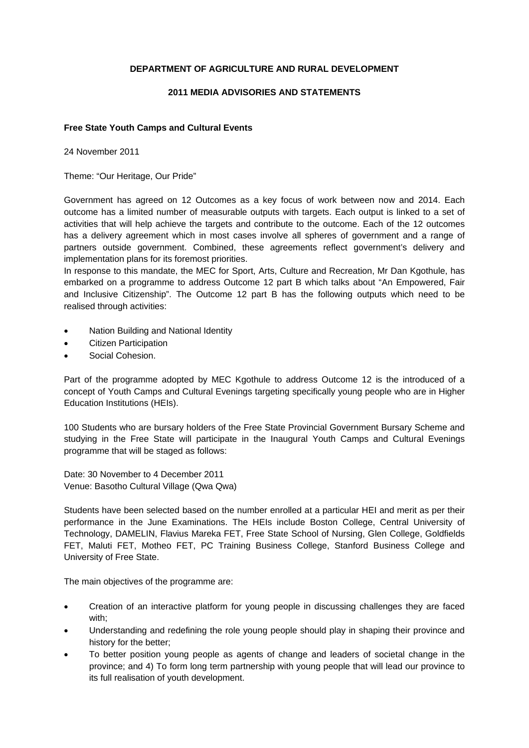**DEPARTMENT OF AGRICULTURE AND RURAL DEVELOPMENT**

**2011 MEDIA ADVISORIES AND STATEMENTS**

**Free State Youth Camps and Cultural Events**

24 November 2011

Theme: "Our Heritage, Our Pride"

Government has agreed on 12 Outcomes as a key focus of work between now and 2014. Each outcome has a limited number of measurable outputs with targets. Each output is linked to a set of activities that will help achieve the targets and contribute to the outcome. Each of the 12 outcomes has a delivery agreement which in most cases involve all spheres of government and a range of partners outside government. Combined, these agreements reflect government's delivery and implementation plans for its foremost priorities.
In response to this mandate, the MEC for Sport, Arts, Culture and Recreation, Mr Dan Kgothule, has embarked on a programme to address Outcome 12 part B which talks about "An Empowered, Fair and Inclusive Citizenship". The Outcome 12 part B has the following outputs which need to be realised through activities:

- Nation Building and National Identity
- Citizen Participation
- Social Cohesion.

Part of the programme adopted by MEC Kgothule to address Outcome 12 is the introduced of a concept of Youth Camps and Cultural Evenings targeting specifically young people who are in Higher Education Institutions (HEIs).

100 Students who are bursary holders of the Free State Provincial Government Bursary Scheme and studying in the Free State will participate in the Inaugural Youth Camps and Cultural Evenings programme that will be staged as follows:

Date: 30 November to 4 December 2011
Venue: Basotho Cultural Village (Qwa Qwa)

Students have been selected based on the number enrolled at a particular HEI and merit as per their performance in the June Examinations. The HEIs include Boston College, Central University of Technology, DAMELIN, Flavius Mareka FET, Free State School of Nursing, Glen College, Goldfields FET, Maluti FET, Motheo FET, PC Training Business College, Stanford Business College and University of Free State.

The main objectives of the programme are:

- Creation of an interactive platform for young people in discussing challenges they are faced with;
- Understanding and redefining the role young people should play in shaping their province and history for the better;
- To better position young people as agents of change and leaders of societal change in the province; and 4) To form long term partnership with young people that will lead our province to its full realisation of youth development.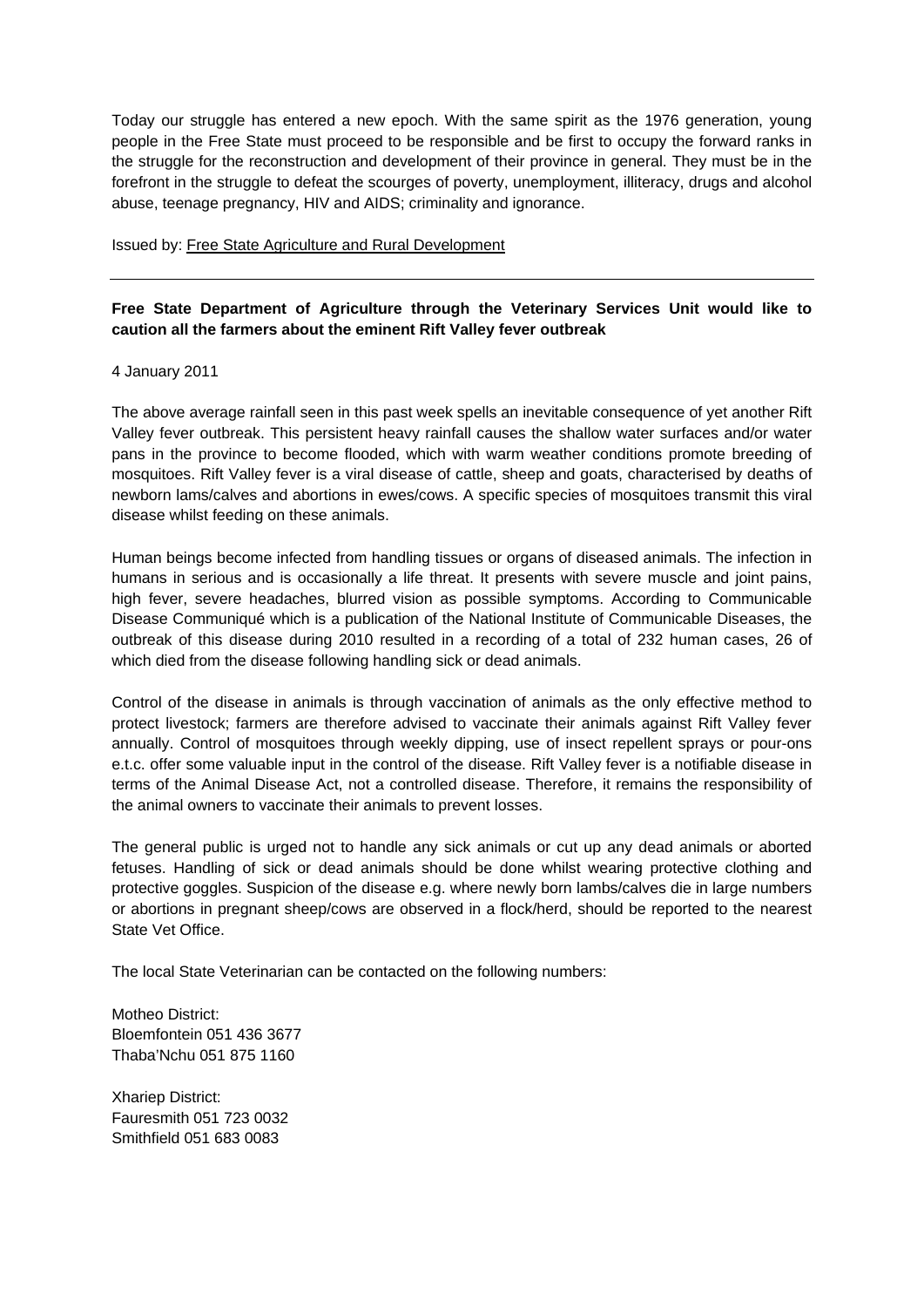Today our struggle has entered a new epoch. With the same spirit as the 1976 generation, young people in the Free State must proceed to be responsible and be first to occupy the forward ranks in the struggle for the reconstruction and development of their province in general. They must be in the forefront in the struggle to defeat the scourges of poverty, unemployment, illiteracy, drugs and alcohol abuse, teenage pregnancy, HIV and AIDS; criminality and ignorance.

Issued by: Free State Agriculture and Rural Development

---

**Free State Department of Agriculture through the Veterinary Services Unit would like to caution all the farmers about the eminent Rift Valley fever outbreak**

4 January 2011

The above average rainfall seen in this past week spells an inevitable consequence of yet another Rift Valley fever outbreak. This persistent heavy rainfall causes the shallow water surfaces and/or water pans in the province to become flooded, which with warm weather conditions promote breeding of mosquitoes. Rift Valley fever is a viral disease of cattle, sheep and goats, characterised by deaths of newborn lams/calves and abortions in ewes/cows. A specific species of mosquitoes transmit this viral disease whilst feeding on these animals.

Human beings become infected from handling tissues or organs of diseased animals. The infection in humans in serious and is occasionally a life threat. It presents with severe muscle and joint pains, high fever, severe headaches, blurred vision as possible symptoms. According to Communicable Disease Communiqué which is a publication of the National Institute of Communicable Diseases, the outbreak of this disease during 2010 resulted in a recording of a total of 232 human cases, 26 of which died from the disease following handling sick or dead animals.

Control of the disease in animals is through vaccination of animals as the only effective method to protect livestock; farmers are therefore advised to vaccinate their animals against Rift Valley fever annually. Control of mosquitoes through weekly dipping, use of insect repellent sprays or pour-ons e.t.c. offer some valuable input in the control of the disease. Rift Valley fever is a notifiable disease in terms of the Animal Disease Act, not a controlled disease. Therefore, it remains the responsibility of the animal owners to vaccinate their animals to prevent losses.

The general public is urged not to handle any sick animals or cut up any dead animals or aborted fetuses. Handling of sick or dead animals should be done whilst wearing protective clothing and protective goggles. Suspicion of the disease e.g. where newly born lambs/calves die in large numbers or abortions in pregnant sheep/cows are observed in a flock/herd, should be reported to the nearest State Vet Office.

The local State Veterinarian can be contacted on the following numbers:

Motheo District:
Bloemfontein 051 436 3677
Thaba'Nchu 051 875 1160

Xhariep District:
Fauresmith 051 723 0032
Smithfield 051 683 0083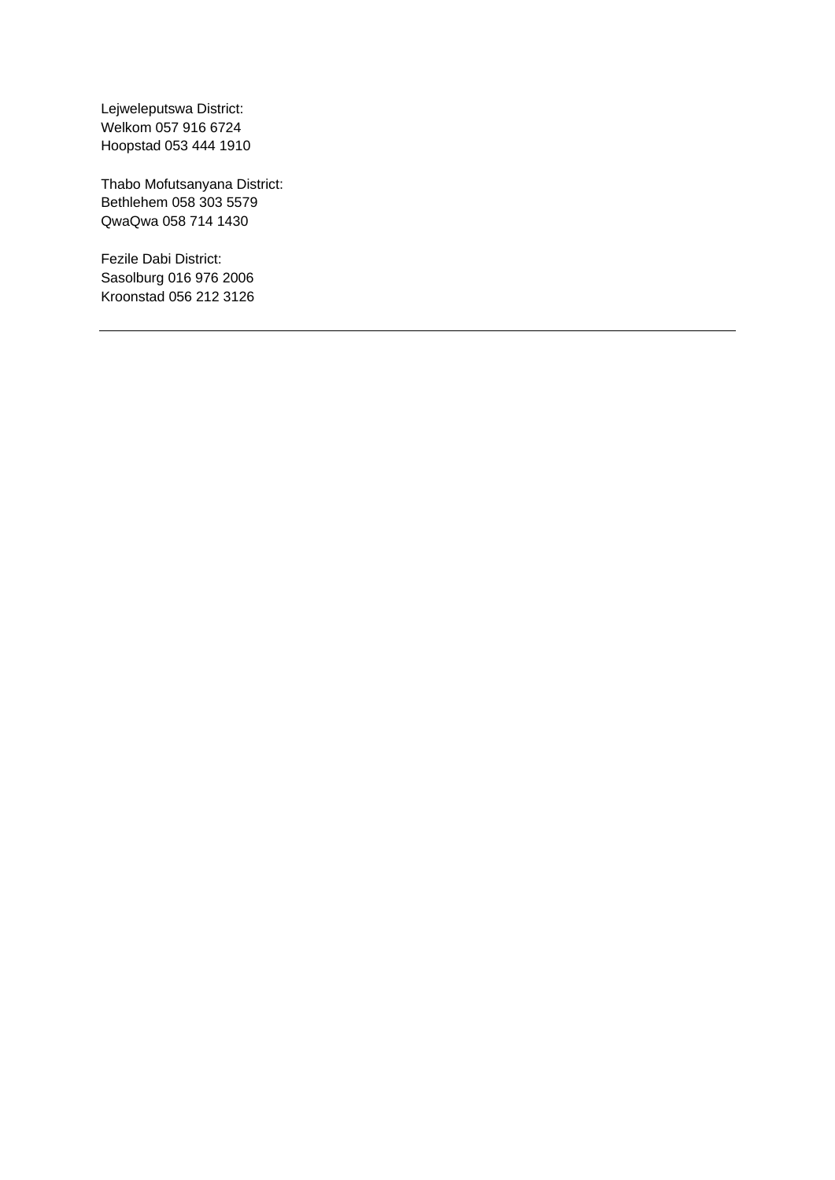Lejweleputswa District:
Welkom 057 916 6724
Hoopstad 053 444 1910

Thabo Mofutsanyana District:
Bethlehem 058 303 5579
QwaQwa 058 714 1430

Fezile Dabi District:
Sasolburg 016 976 2006
Kroonstad 056 212 3126

---